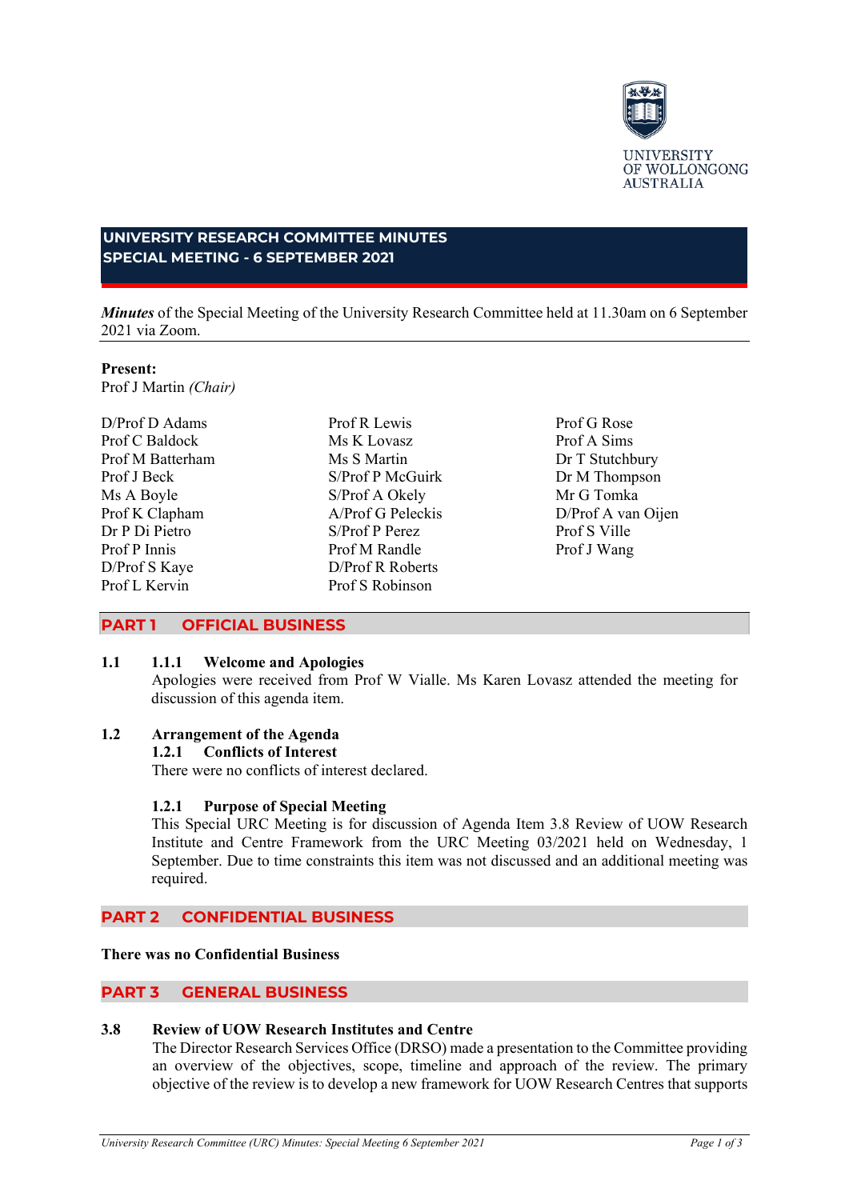UNIVERSITY OF WOLLONGONG AUSTRALIA

# UNIVERSITY RESEARCH COMMITTEE MINUTES
# SPECIAL MEETING - 6 SEPTEMBER 2021

***Minutes*** of the Special Meeting of the University Research Committee held at 11.30am on 6 September 2021 via Zoom.

**Present:**
Prof J Martin *(Chair)*

D/Prof D Adams
Prof C Baldock
Prof M Batterham
Prof J Beck
Ms A Boyle
Prof K Clapham
Dr P Di Pietro
Prof P Innis
D/Prof S Kaye
Prof L Kervin
Prof R Lewis
Ms K Lovasz
Ms S Martin
S/Prof P McGuirk
S/Prof A Okely
A/Prof G Peleckis
S/Prof P Perez
Prof M Randle
D/Prof R Roberts
Prof S Robinson
Prof G Rose
Prof A Sims
Dr T Stutchbury
Dr M Thompson
Mr G Tomka
D/Prof A van Oijen
Prof S Ville
Prof J Wang

## PART 1 OFFICIAL BUSINESS

**1.1 1.1.1 Welcome and Apologies**

Apologies were received from Prof W Vialle. Ms Karen Lovasz attended the meeting for discussion of this agenda item.

**1.2 Arrangement of the Agenda**

**1.2.1 Conflicts of Interest**

There were no conflicts of interest declared.

**1.2.1 Purpose of Special Meeting**

This Special URC Meeting is for discussion of Agenda Item 3.8 Review of UOW Research Institute and Centre Framework from the URC Meeting 03/2021 held on Wednesday, 1 September. Due to time constraints this item was not discussed and an additional meeting was required.

## PART 2 CONFIDENTIAL BUSINESS

**There was no Confidential Business**

## PART 3 GENERAL BUSINESS

**3.8 Review of UOW Research Institutes and Centre**

The Director Research Services Office (DRSO) made a presentation to the Committee providing an overview of the objectives, scope, timeline and approach of the review. The primary objective of the review is to develop a new framework for UOW Research Centres that supports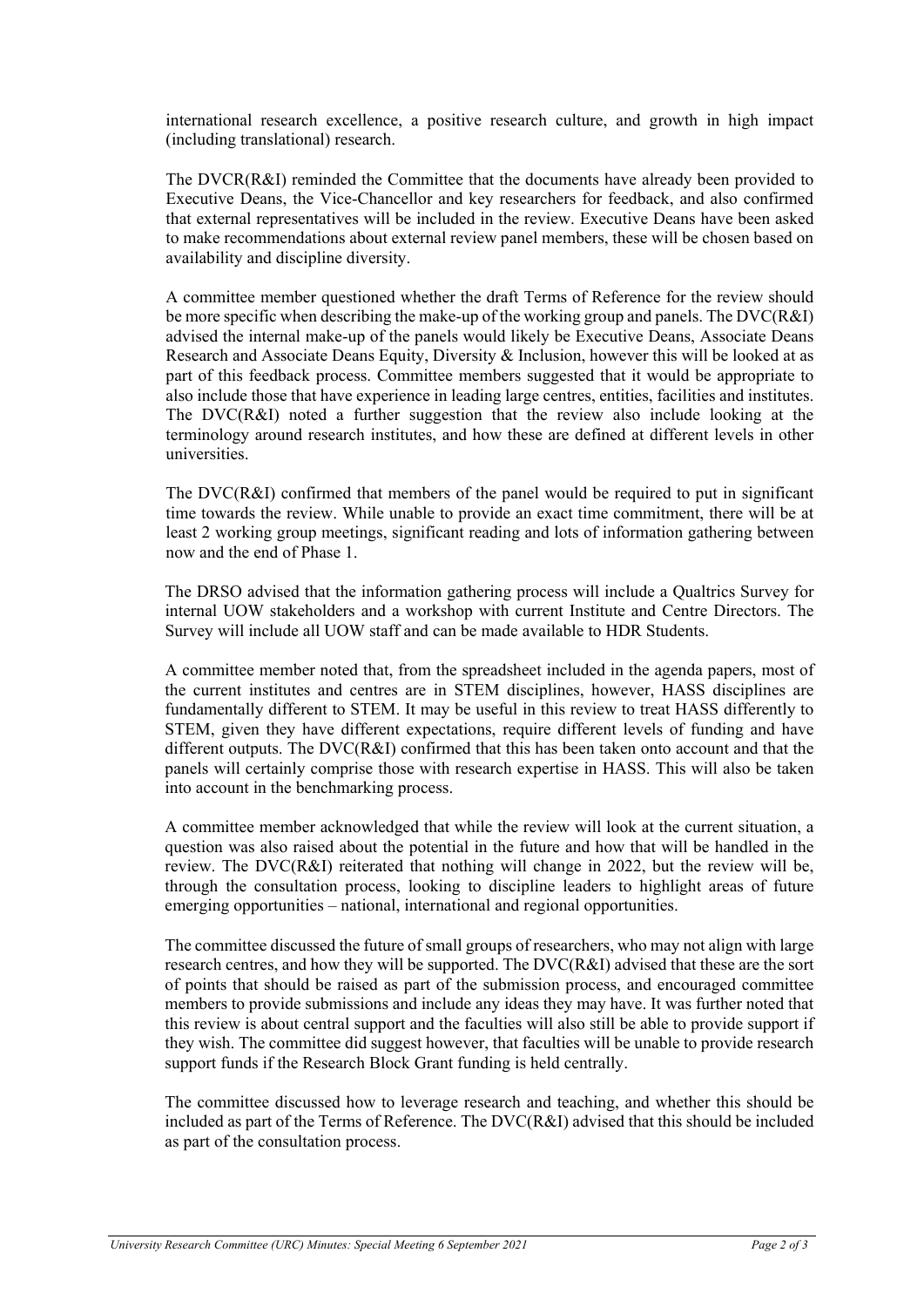international research excellence, a positive research culture, and growth in high impact (including translational) research.

The DVCR(R&I) reminded the Committee that the documents have already been provided to Executive Deans, the Vice-Chancellor and key researchers for feedback, and also confirmed that external representatives will be included in the review. Executive Deans have been asked to make recommendations about external review panel members, these will be chosen based on availability and discipline diversity.

A committee member questioned whether the draft Terms of Reference for the review should be more specific when describing the make-up of the working group and panels. The DVC(R&I) advised the internal make-up of the panels would likely be Executive Deans, Associate Deans Research and Associate Deans Equity, Diversity & Inclusion, however this will be looked at as part of this feedback process. Committee members suggested that it would be appropriate to also include those that have experience in leading large centres, entities, facilities and institutes. The DVC(R&I) noted a further suggestion that the review also include looking at the terminology around research institutes, and how these are defined at different levels in other universities.

The DVC(R&I) confirmed that members of the panel would be required to put in significant time towards the review. While unable to provide an exact time commitment, there will be at least 2 working group meetings, significant reading and lots of information gathering between now and the end of Phase 1.

The DRSO advised that the information gathering process will include a Qualtrics Survey for internal UOW stakeholders and a workshop with current Institute and Centre Directors. The Survey will include all UOW staff and can be made available to HDR Students.

A committee member noted that, from the spreadsheet included in the agenda papers, most of the current institutes and centres are in STEM disciplines, however, HASS disciplines are fundamentally different to STEM. It may be useful in this review to treat HASS differently to STEM, given they have different expectations, require different levels of funding and have different outputs. The DVC(R&I) confirmed that this has been taken onto account and that the panels will certainly comprise those with research expertise in HASS. This will also be taken into account in the benchmarking process.

A committee member acknowledged that while the review will look at the current situation, a question was also raised about the potential in the future and how that will be handled in the review. The DVC(R&I) reiterated that nothing will change in 2022, but the review will be, through the consultation process, looking to discipline leaders to highlight areas of future emerging opportunities – national, international and regional opportunities.

The committee discussed the future of small groups of researchers, who may not align with large research centres, and how they will be supported. The DVC(R&I) advised that these are the sort of points that should be raised as part of the submission process, and encouraged committee members to provide submissions and include any ideas they may have. It was further noted that this review is about central support and the faculties will also still be able to provide support if they wish. The committee did suggest however, that faculties will be unable to provide research support funds if the Research Block Grant funding is held centrally.

The committee discussed how to leverage research and teaching, and whether this should be included as part of the Terms of Reference. The DVC(R&I) advised that this should be included as part of the consultation process.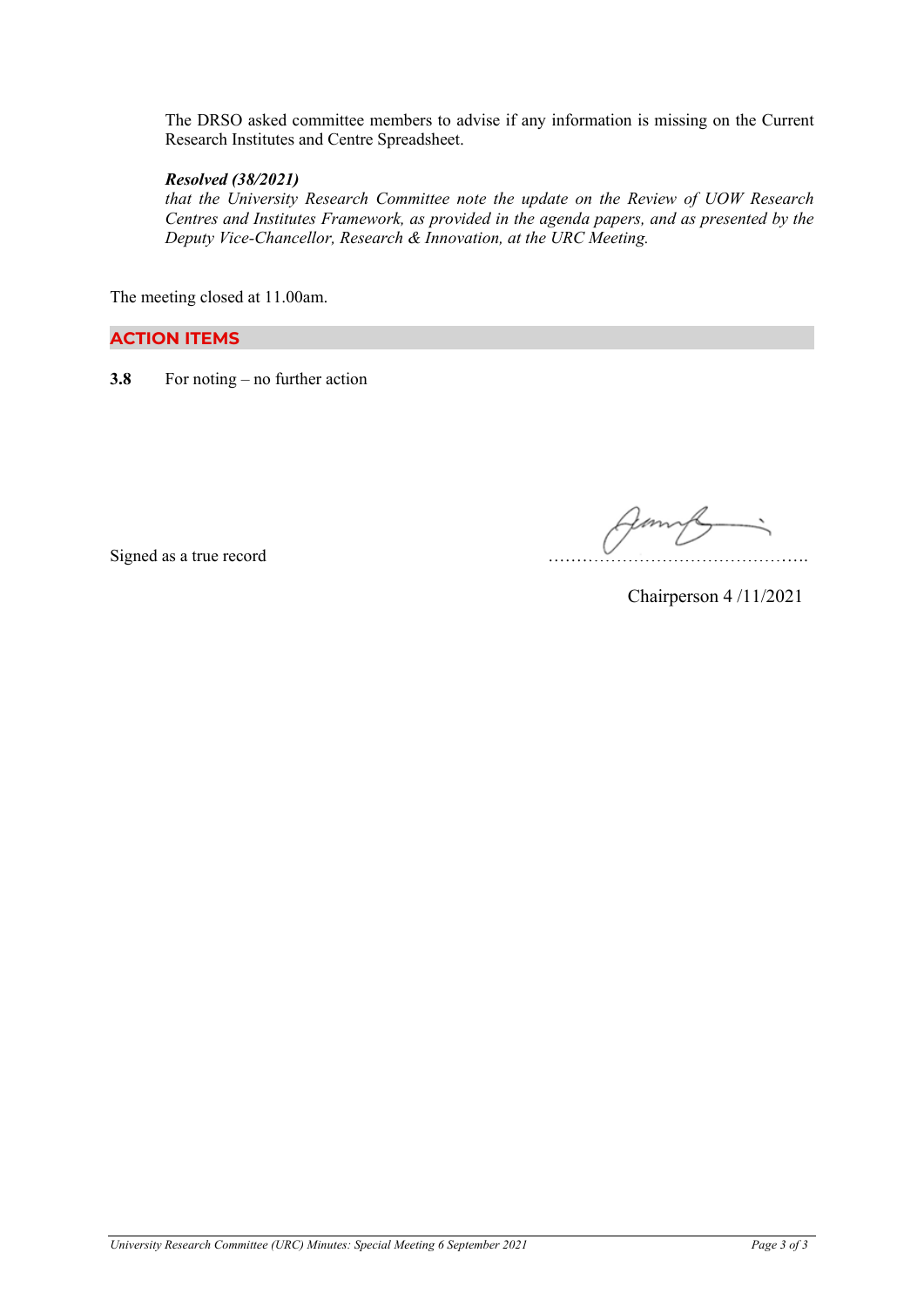The DRSO asked committee members to advise if any information is missing on the Current Research Institutes and Centre Spreadsheet.

***Resolved (38/2021)***
*that the University Research Committee note the update on the Review of UOW Research Centres and Institutes Framework, as provided in the agenda papers, and as presented by the Deputy Vice-Chancellor, Research & Innovation, at the URC Meeting.*

The meeting closed at 11.00am.

## ACTION ITEMS

**3.8** For noting – no further action

Signed as a true record ……………………………………….

Chairperson 4 /11/2021